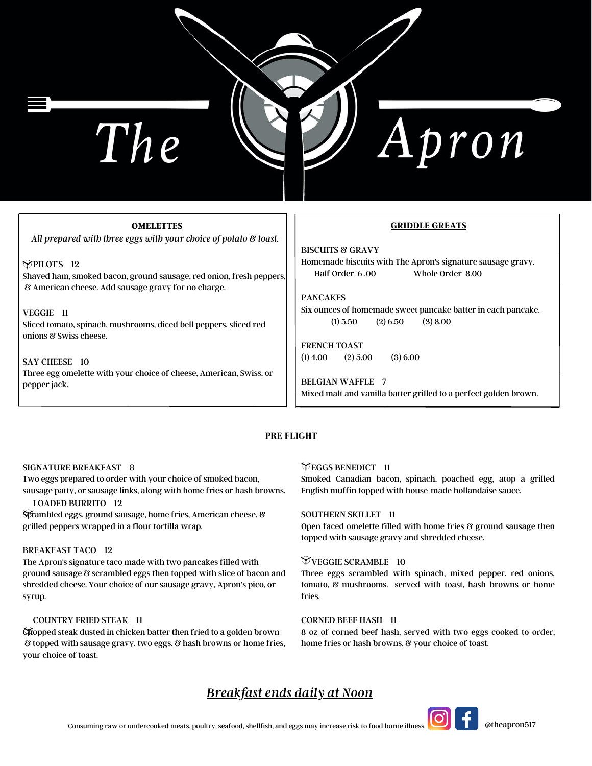# The Apron

## OMELETTES

*All prepared with three eggs with your choice of potato & toast.*

PILOT'S 12
Shaved ham, smoked bacon, ground sausage, red onion, fresh peppers, & American cheese. Add sausage gravy for no charge.

VEGGIE 11
Sliced tomato, spinach, mushrooms, diced bell peppers, sliced red onions & Swiss cheese.

SAY CHEESE 10
Three egg omelette with your choice of cheese, American, Swiss, or pepper jack.

## GRIDDLE GREATS

BISCUITS & GRAVY
Homemade biscuits with The Apron's signature sausage gravy.
Half Order 6 .00 Whole Order 8.00

PANCAKES
Six ounces of homemade sweet pancake batter in each pancake.
(1) 5.50 (2) 6.50 (3) 8.00

FRENCH TOAST
(1) 4.00 (2) 5.00 (3) 6.00

BELGIAN WAFFLE 7
Mixed malt and vanilla batter grilled to a perfect golden brown.

## PRE-FLIGHT

SIGNATURE BREAKFAST 8
Two eggs prepared to order with your choice of smoked bacon, sausage patty, or sausage links, along with home fries or hash browns.

LOADED BURRITO 12
Scrambled eggs, ground sausage, home fries, American cheese, & grilled peppers wrapped in a flour tortilla wrap.

BREAKFAST TACO 12
The Apron's signature taco made with two pancakes filled with ground sausage & scrambled eggs then topped with slice of bacon and shredded cheese. Your choice of our sausage gravy, Apron's pico, or syrup.

COUNTRY FRIED STEAK 11
Chopped steak dusted in chicken batter then fried to a golden brown & topped with sausage gravy, two eggs, & hash browns or home fries, your choice of toast.

EGGS BENEDICT 11
Smoked Canadian bacon, spinach, poached egg, atop a grilled English muffin topped with house-made hollandaise sauce.

SOUTHERN SKILLET 11
Open faced omelette filled with home fries & ground sausage then topped with sausage gravy and shredded cheese.

VEGGIE SCRAMBLE 10
Three eggs scrambled with spinach, mixed pepper. red onions, tomato, & mushrooms. served with toast, hash browns or home fries.

CORNED BEEF HASH 11
8 oz of corned beef hash, served with two eggs cooked to order, home fries or hash browns, & your choice of toast.

***Breakfast ends daily at Noon***

Consuming raw or undercooked meats, poultry, seafood, shellfish, and eggs may increase risk to food borne illness.

@theapron517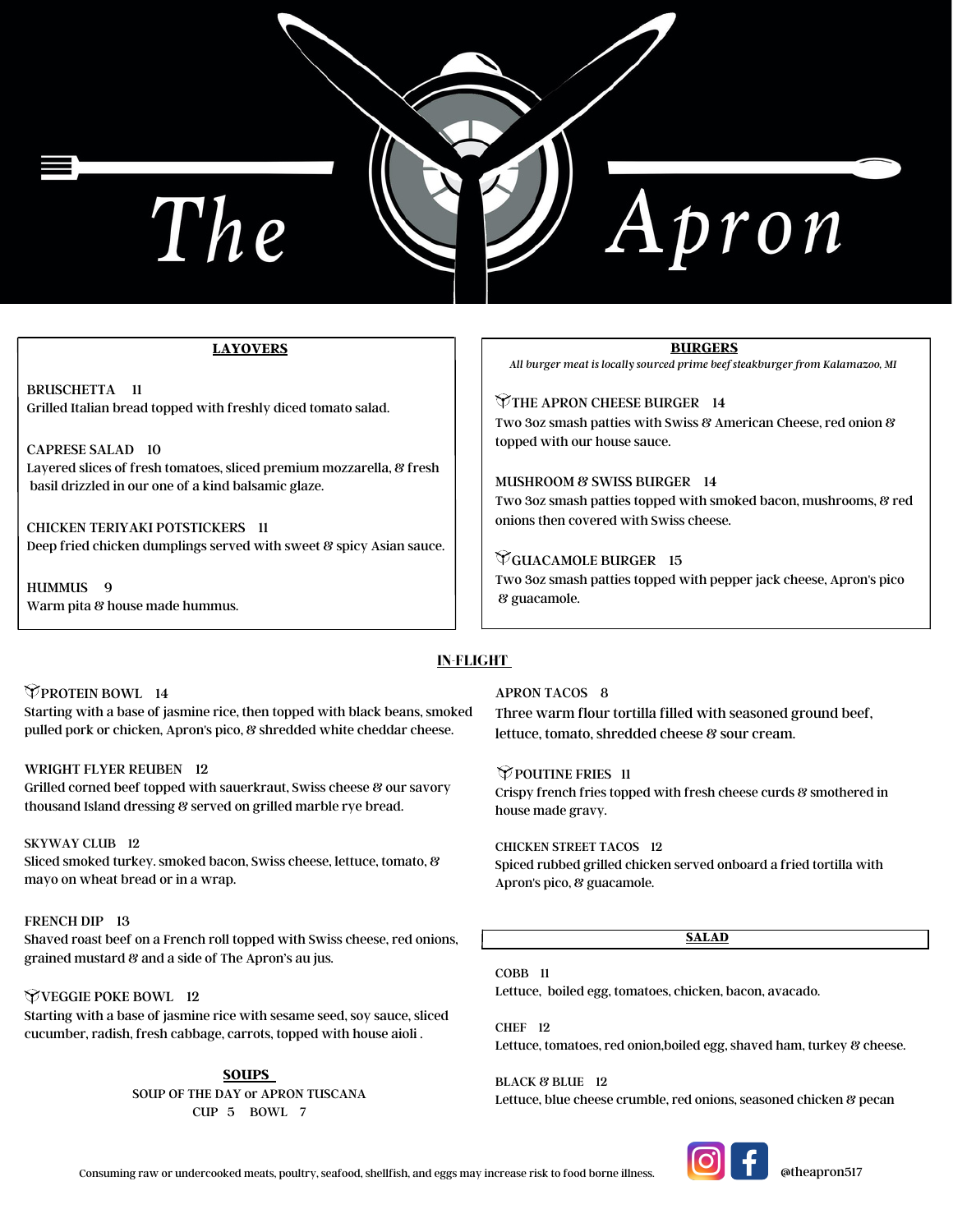# The Apron

## LAYOVERS

**BRUSCHETTA** 11
Grilled Italian bread topped with freshly diced tomato salad.

**CAPRESE SALAD** 10
Layered slices of fresh tomatoes, sliced premium mozzarella, & fresh basil drizzled in our one of a kind balsamic glaze.

**CHICKEN TERIYAKI POTSTICKERS** 11
Deep fried chicken dumplings served with sweet & spicy Asian sauce.

**HUMMUS** 9
Warm pita & house made hummus.

## BURGERS

*All burger meat is locally sourced prime beef steakburger from Kalamazoo, MI*

**THE APRON CHEESE BURGER** 14
Two 3oz smash patties with Swiss & American Cheese, red onion & topped with our house sauce.

**MUSHROOM & SWISS BURGER** 14
Two 3oz smash patties topped with smoked bacon, mushrooms, & red onions then covered with Swiss cheese.

**GUACAMOLE BURGER** 15
Two 3oz smash patties topped with pepper jack cheese, Apron's pico & guacamole.

## IN-FLIGHT

**PROTEIN BOWL** 14
Starting with a base of jasmine rice, then topped with black beans, smoked pulled pork or chicken, Apron's pico, & shredded white cheddar cheese.

**WRIGHT FLYER REUBEN** 12
Grilled corned beef topped with sauerkraut, Swiss cheese & our savory thousand Island dressing & served on grilled marble rye bread.

**SKYWAY CLUB** 12
Sliced smoked turkey. smoked bacon, Swiss cheese, lettuce, tomato, & mayo on wheat bread or in a wrap.

**FRENCH DIP** 13
Shaved roast beef on a French roll topped with Swiss cheese, red onions, grained mustard & and a side of The Apron's au jus.

**VEGGIE POKE BOWL** 12
Starting with a base of jasmine rice with sesame seed, soy sauce, sliced cucumber, radish, fresh cabbage, carrots, topped with house aioli .

**APRON TACOS** 8
Three warm flour tortilla filled with seasoned ground beef, lettuce, tomato, shredded cheese & sour cream.

**POUTINE FRIES** 11
Crispy french fries topped with fresh cheese curds & smothered in house made gravy.

**CHICKEN STREET TACOS** 12
Spiced rubbed grilled chicken served onboard a fried tortilla with Apron's pico, & guacamole.

## SOUPS

SOUP OF THE DAY or APRON TUSCANA
CUP 5 BOWL 7

## SALAD

**COBB** 11
Lettuce, boiled egg, tomatoes, chicken, bacon, avacado.

**CHEF** 12
Lettuce, tomatoes, red onion,boiled egg, shaved ham, turkey & cheese.

**BLACK & BLUE** 12
Lettuce, blue cheese crumble, red onions, seasoned chicken & pecan

Consuming raw or undercooked meats, poultry, seafood, shellfish, and eggs may increase risk to food borne illness.

@theapron517